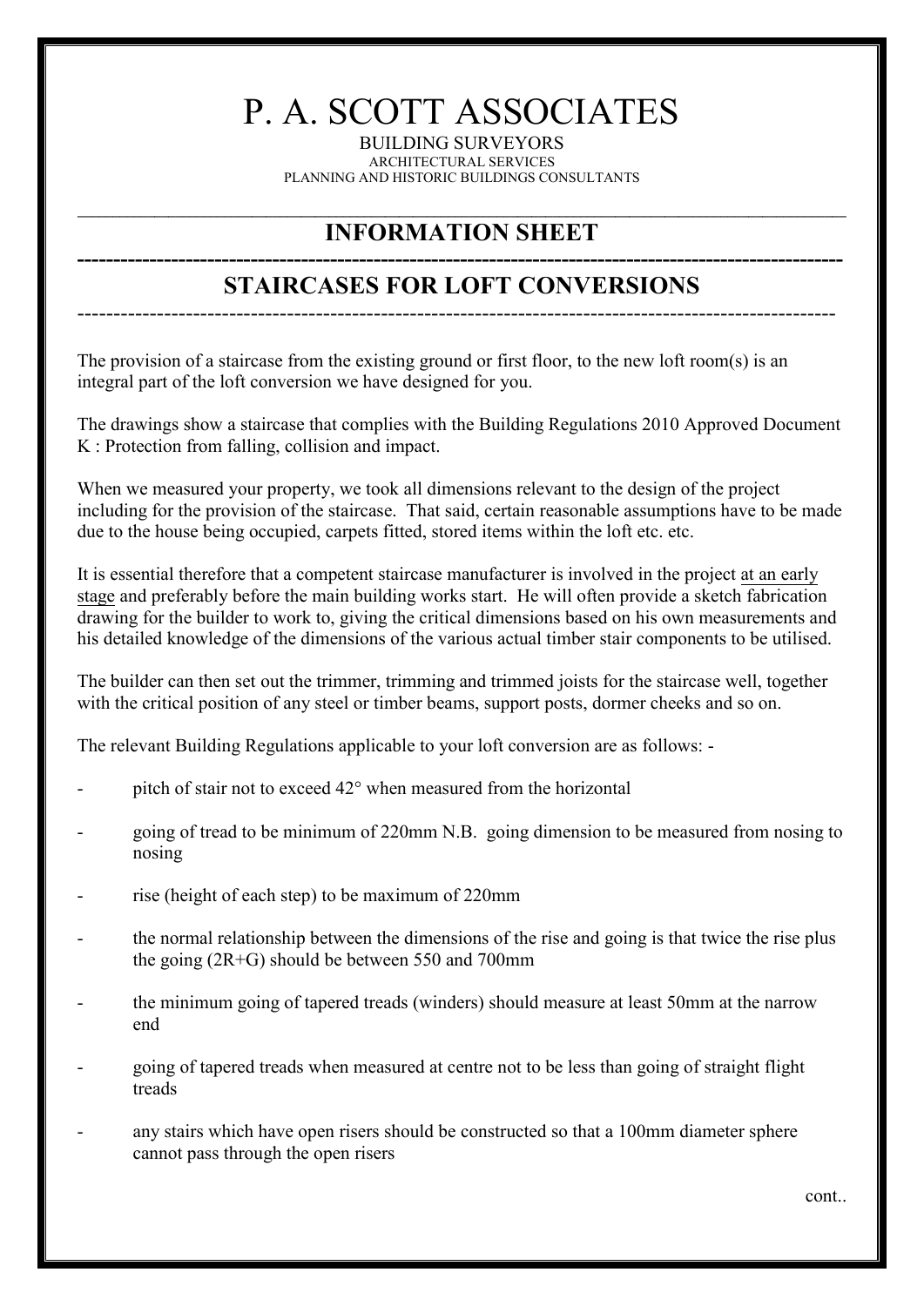# P. A. SCOTT ASSOCIATES

BUILDING SURVEYORS
ARCHITECTURAL SERVICES
PLANNING AND HISTORIC BUILDINGS CONSULTANTS

## INFORMATION SHEET

## STAIRCASES FOR LOFT CONVERSIONS

The provision of a staircase from the existing ground or first floor, to the new loft room(s) is an integral part of the loft conversion we have designed for you.

The drawings show a staircase that complies with the Building Regulations 2010 Approved Document K : Protection from falling, collision and impact.

When we measured your property, we took all dimensions relevant to the design of the project including for the provision of the staircase. That said, certain reasonable assumptions have to be made due to the house being occupied, carpets fitted, stored items within the loft etc. etc.

It is essential therefore that a competent staircase manufacturer is involved in the project at an early stage and preferably before the main building works start. He will often provide a sketch fabrication drawing for the builder to work to, giving the critical dimensions based on his own measurements and his detailed knowledge of the dimensions of the various actual timber stair components to be utilised.

The builder can then set out the trimmer, trimming and trimmed joists for the staircase well, together with the critical position of any steel or timber beams, support posts, dormer cheeks and so on.

The relevant Building Regulations applicable to your loft conversion are as follows: -

- pitch of stair not to exceed 42° when measured from the horizontal
- going of tread to be minimum of 220mm N.B. going dimension to be measured from nosing to nosing
- rise (height of each step) to be maximum of 220mm
- the normal relationship between the dimensions of the rise and going is that twice the rise plus the going (2R+G) should be between 550 and 700mm
- the minimum going of tapered treads (winders) should measure at least 50mm at the narrow end
- going of tapered treads when measured at centre not to be less than going of straight flight treads
- any stairs which have open risers should be constructed so that a 100mm diameter sphere cannot pass through the open risers

cont..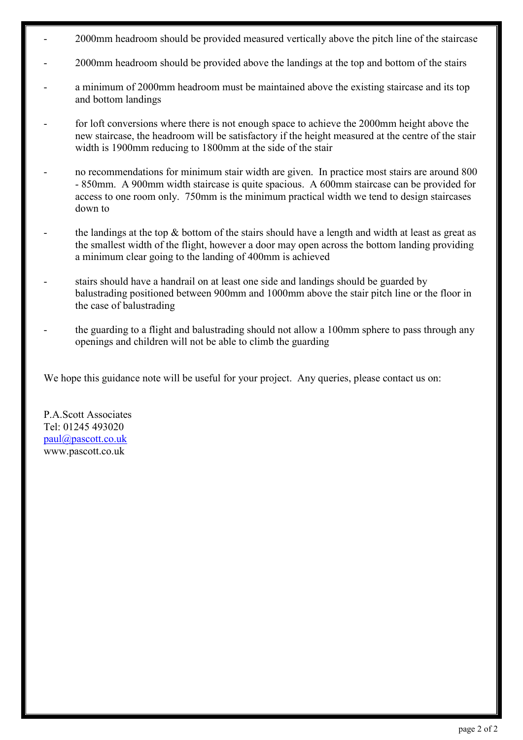- 2000mm headroom should be provided measured vertically above the pitch line of the staircase
- 2000mm headroom should be provided above the landings at the top and bottom of the stairs
- a minimum of 2000mm headroom must be maintained above the existing staircase and its top and bottom landings
- for loft conversions where there is not enough space to achieve the 2000mm height above the new staircase, the headroom will be satisfactory if the height measured at the centre of the stair width is 1900mm reducing to 1800mm at the side of the stair
- no recommendations for minimum stair width are given. In practice most stairs are around 800 - 850mm. A 900mm width staircase is quite spacious. A 600mm staircase can be provided for access to one room only. 750mm is the minimum practical width we tend to design staircases down to
- the landings at the top & bottom of the stairs should have a length and width at least as great as the smallest width of the flight, however a door may open across the bottom landing providing a minimum clear going to the landing of 400mm is achieved
- stairs should have a handrail on at least one side and landings should be guarded by balustrading positioned between 900mm and 1000mm above the stair pitch line or the floor in the case of balustrading
- the guarding to a flight and balustrading should not allow a 100mm sphere to pass through any openings and children will not be able to climb the guarding

We hope this guidance note will be useful for your project. Any queries, please contact us on:

P.A.Scott Associates  
Tel: 01245 493020  
paul@pascott.co.uk  
www.pascott.co.uk